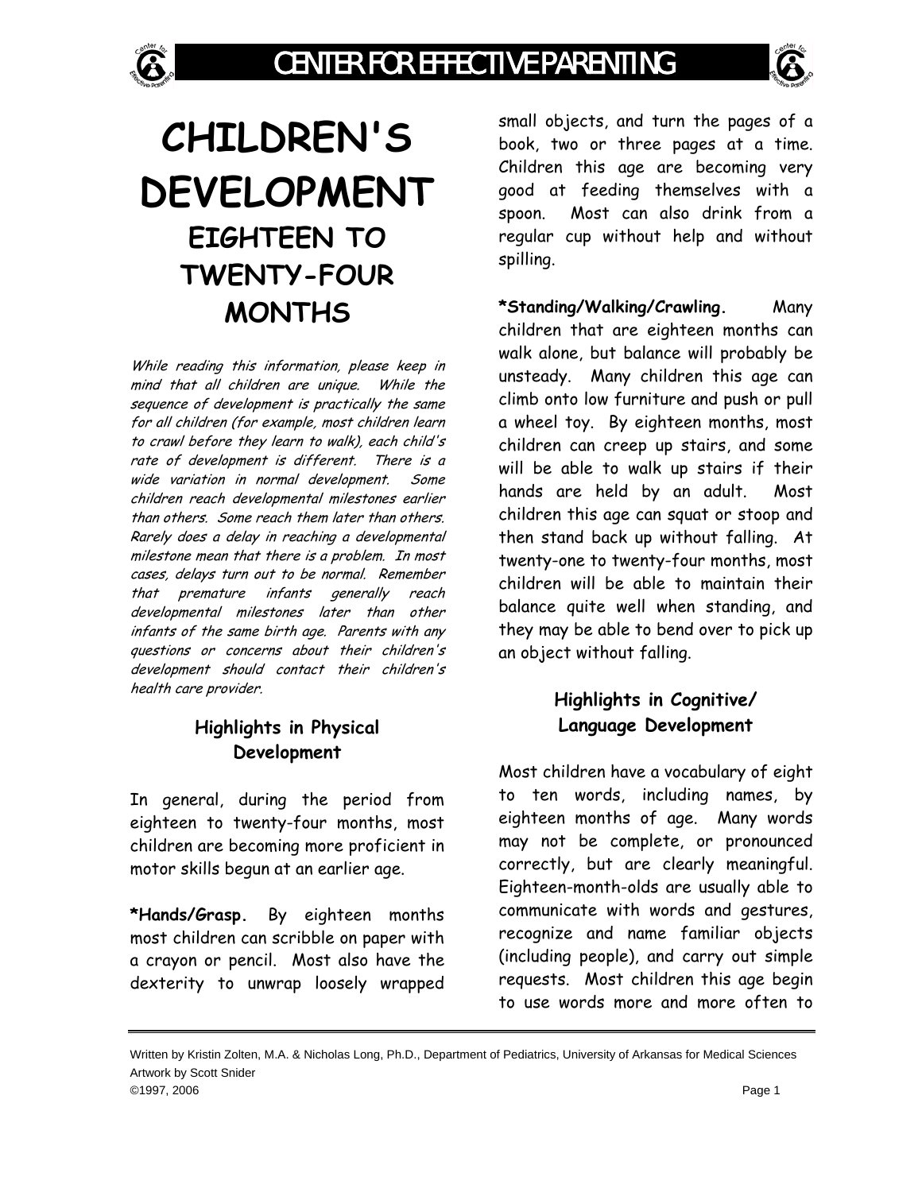# CHILDREN'S DEVELOPMENT

## EIGHTEEN TO TWENTY-FOUR MONTHS

*While reading this information, please keep in mind that all children are unique. While the sequence of development is practically the same for all children (for example, most children learn to crawl before they learn to walk), each child's rate of development is different. There is a wide variation in normal development. Some children reach developmental milestones earlier than others. Some reach them later than others. Rarely does a delay in reaching a developmental milestone mean that there is a problem. In most cases, delays turn out to be normal. Remember that premature infants generally reach developmental milestones later than other infants of the same birth age. Parents with any questions or concerns about their children's development should contact their children's health care provider.*

### Highlights in Physical Development

In general, during the period from eighteen to twenty-four months, most children are becoming more proficient in motor skills begun at an earlier age.

**\*Hands/Grasp.** By eighteen months most children can scribble on paper with a crayon or pencil. Most also have the dexterity to unwrap loosely wrapped small objects, and turn the pages of a book, two or three pages at a time. Children this age are becoming very good at feeding themselves with a spoon. Most can also drink from a regular cup without help and without spilling.

**\*Standing/Walking/Crawling.** Many children that are eighteen months can walk alone, but balance will probably be unsteady. Many children this age can climb onto low furniture and push or pull a wheel toy. By eighteen months, most children can creep up stairs, and some will be able to walk up stairs if their hands are held by an adult. Most children this age can squat or stoop and then stand back up without falling. At twenty-one to twenty-four months, most children will be able to maintain their balance quite well when standing, and they may be able to bend over to pick up an object without falling.

### Highlights in Cognitive/ Language Development

Most children have a vocabulary of eight to ten words, including names, by eighteen months of age. Many words may not be complete, or pronounced correctly, but are clearly meaningful. Eighteen-month-olds are usually able to communicate with words and gestures, recognize and name familiar objects (including people), and carry out simple requests. Most children this age begin to use words more and more often to

Written by Kristin Zolten, M.A. & Nicholas Long, Ph.D., Department of Pediatrics, University of Arkansas for Medical Sciences
Artwork by Scott Snider
©1997, 2006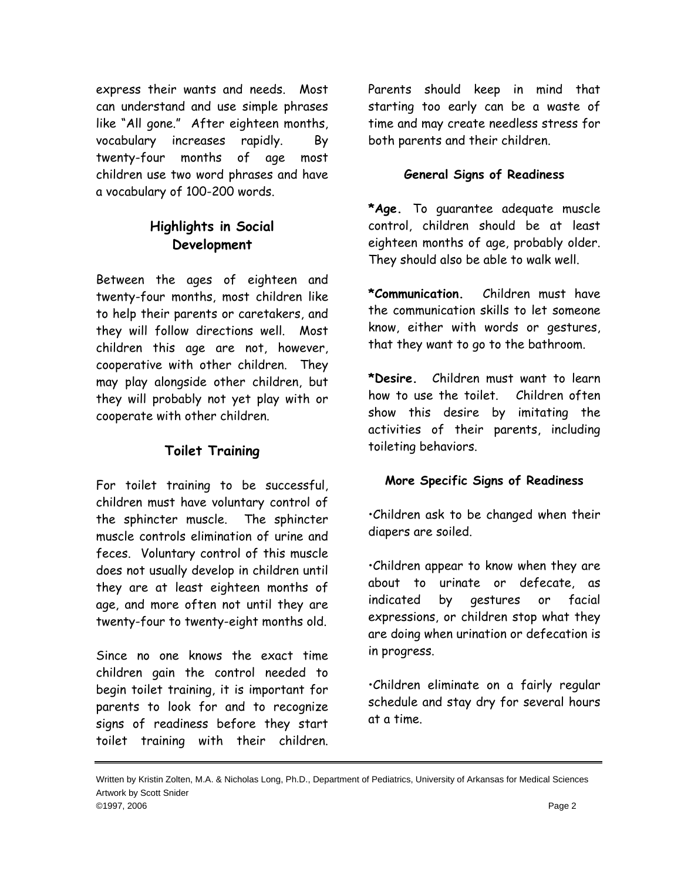express their wants and needs. Most can understand and use simple phrases like "All gone." After eighteen months, vocabulary increases rapidly. By twenty-four months of age most children use two word phrases and have a vocabulary of 100-200 words.

## Highlights in Social Development

Between the ages of eighteen and twenty-four months, most children like to help their parents or caretakers, and they will follow directions well. Most children this age are not, however, cooperative with other children. They may play alongside other children, but they will probably not yet play with or cooperate with other children.

## Toilet Training

For toilet training to be successful, children must have voluntary control of the sphincter muscle. The sphincter muscle controls elimination of urine and feces. Voluntary control of this muscle does not usually develop in children until they are at least eighteen months of age, and more often not until they are twenty-four to twenty-eight months old.

Since no one knows the exact time children gain the control needed to begin toilet training, it is important for parents to look for and to recognize signs of readiness before they start toilet training with their children. Parents should keep in mind that starting too early can be a waste of time and may create needless stress for both parents and their children.

### General Signs of Readiness

**\*Age.** To guarantee adequate muscle control, children should be at least eighteen months of age, probably older. They should also be able to walk well.

**\*Communication.** Children must have the communication skills to let someone know, either with words or gestures, that they want to go to the bathroom.

**\*Desire.** Children must want to learn how to use the toilet. Children often show this desire by imitating the activities of their parents, including toileting behaviors.

### More Specific Signs of Readiness

- Children ask to be changed when their diapers are soiled.
- Children appear to know when they are about to urinate or defecate, as indicated by gestures or facial expressions, or children stop what they are doing when urination or defecation is in progress.
- Children eliminate on a fairly regular schedule and stay dry for several hours at a time.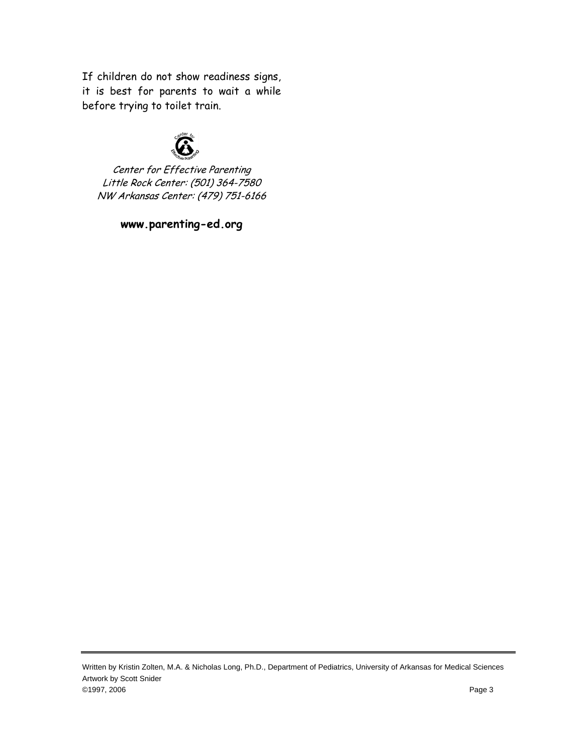If children do not show readiness signs, it is best for parents to wait a while before trying to toilet train.

*Center for Effective Parenting*
*Little Rock Center: (501) 364-7580*
*NW Arkansas Center: (479) 751-6166*

**www.parenting-ed.org**

Written by Kristin Zolten, M.A. & Nicholas Long, Ph.D., Department of Pediatrics, University of Arkansas for Medical Sciences
Artwork by Scott Snider
©1997, 2006